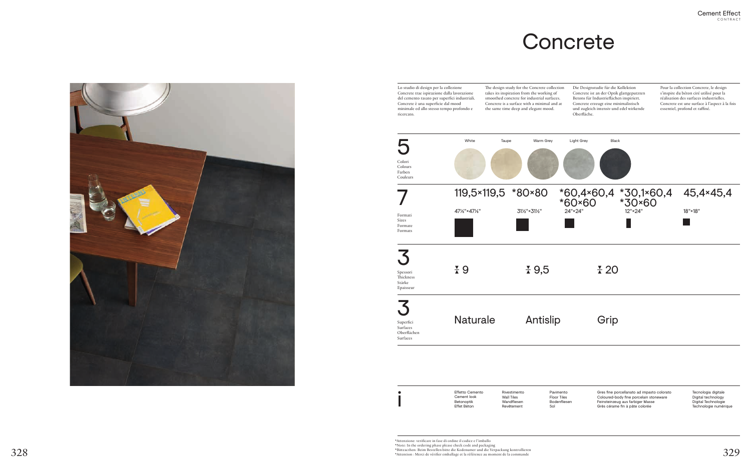# Concrete

Lo studio di design per la collezione Concrete trae ispirazione dalla lavorazione del cemento rasato per superfici industriali. Concrete è una superficie dal mood minimale ed allo stesso tempo profondo e ricercato.

The design study for the Concrete collection takes its inspiration from the working of smoothed concrete for industrial surfaces. Concrete is a surface with a minimal and at the same time deep and elegant mood.

Die Designstudie für die Kollektion Concrete ist an der Optik glattgeputzten Betons für Industrieflächen inspiriert. Concrete erzeugt eine minimalistisch und zugleich intensiv und edel wirkende Oberfläche.

Pour la collection Concrete, le design s'inspire du béton ciré utilisé pour la réalisation des surfaces industrielles. Concrete est une surface à l'aspect à la fois essentiel, profond et raffiné.

**5**
Colori
Colours
Farben
Couleurs

White | Taupe | Warm Grey | Light Grey | Black

**7**
Formati
Sizes
Formate
Formats

| 119,5×119,5 | *80×80 | *60,4×60,4 *60×60 | *30,1×60,4 *30×60 | 45,4×45,4 |
|---|---|---|---|---|
| 47⅛"×47⅛" | 31½"×31½" | 24"×24" | 12"×24" | 18"×18" |

**3**
Spessori
Thickness
Stärke
Epaisseur

9 | 9,5 | 20

**3**
Superfici
Surfaces
Oberflächen
Surfaces

Naturale | Antislip | Grip

**i**

| Effetto Cemento<br>Cement look<br>Betonoptik<br>Effet Béton | Rivestimento<br>Wall Tiles<br>Wandfliesen<br>Revêtement | Pavimento<br>Floor Tiles<br>Bodenfliesen<br>Sol | Gres fine porcellanato ad impasto colorato<br>Coloured-body fine porcelain stoneware<br>Feinsteinzeug aus farbiger Masse<br>Grès cérame fin à pâte colorée | Tecnologia digitale<br>Digital technology<br>Digital Technologie<br>Technologie numérique |
|---|---|---|---|---|

*Attenzione: verificare in fase di ordine il codice e l'imballo
*Note: In the ordering phase please check code and packaging
*Bitteacthen: Beim Bestellen bitte die Kodenumer und die Verpackung kontrollieren
*Attention : Merci de vérifier emballage et la référence au moment de la commande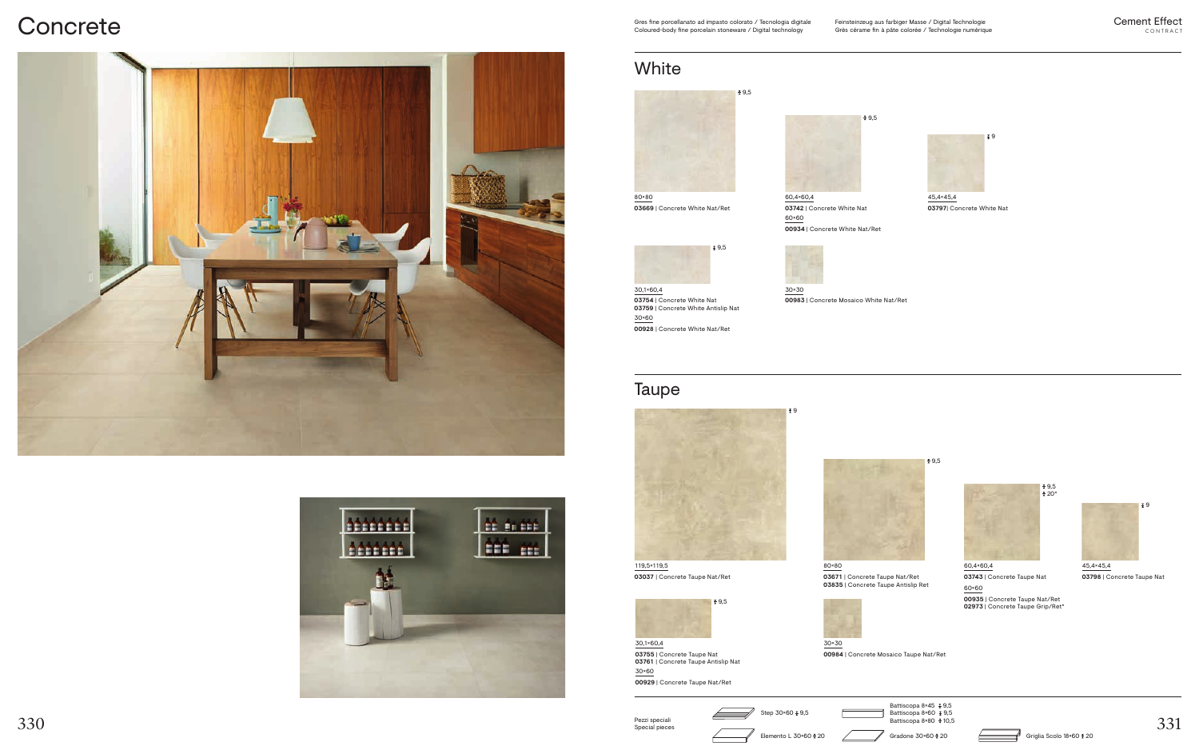# Concrete

Gres fine porcellanato ad impasto colorato / Tecnologia digitale
Coloured-body fine porcelain stoneware / Digital technology

Feinsteinzeug aus farbiger Masse / Digital Technologie
Grès cérame fin à pâte colorée / Technologie numérique

Cement Effect
CONTRACT

## White

80×80 — 9,5
**03669** | Concrete White Nat/Ret

60,4×60,4 — 9,5
**03742** | Concrete White Nat
60×60
**00934** | Concrete White Nat/Ret

45,4×45,4 — 9
**03797**| Concrete White Nat

30,1×60,4 — 9,5
**03754** | Concrete White Nat
**03759** | Concrete White Antislip Nat
30×60
**00928** | Concrete White Nat/Ret

30×30
**00983** | Concrete Mosaico White Nat/Ret

## Taupe

119,5×119,5 — 9
**03037** | Concrete Taupe Nat/Ret

80×80 — 9,5
**03671** | Concrete Taupe Nat/Ret
**03835** | Concrete Taupe Antislip Ret

60,4×60,4 — 9,5 / 20*
**03743** | Concrete Taupe Nat
60×60
**00935** | Concrete Taupe Nat/Ret
**02973** | Concrete Taupe Grip/Ret*

45,4×45,4 — 9
**03798** | Concrete Taupe Nat

30,1×60,4 — 9,5
**03755** | Concrete Taupe Nat
**03761** | Concrete Taupe Antislip Nat
30×60
**00929** | Concrete Taupe Nat/Ret

30×30
**00984** | Concrete Mosaico Taupe Nat/Ret

Pezzi speciali
Special pieces

Step 30×60 9,5
Elemento L 30×60 20
Battiscopa 8×45 9,5
Battiscopa 8×60 9,5
Battiscopa 8×80 10,5
Gradone 30×60 20
Griglia Scolo 18×60 20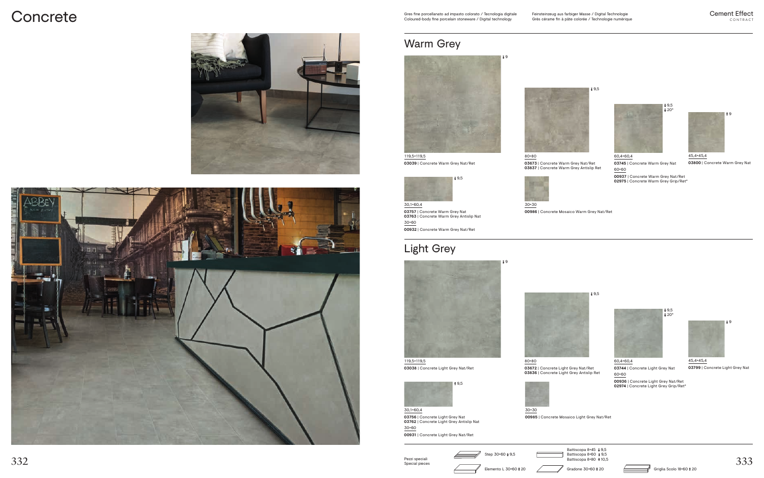# Concrete

Gres fine porcellanato ad impasto colorato / Tecnologia digitale
Coloured-body fine porcelain stoneware / Digital technology

Feinsteinzeug aus farbiger Masse / Digital Technologie
Grès cérame fin à pâte colorée / Technologie numérique

Cement Effect
CONTRACT

## Warm Grey

9

119,5×119,5
**03039** | Concrete Warm Grey Nat/Ret

9,5

80×80
**03673** | Concrete Warm Grey Nat/Ret
**03837** | Concrete Warm Grey Antislip Ret

9,5
20*

60,4×60,4
**03745** | Concrete Warm Grey Nat

60×60
**00937** | Concrete Warm Grey Nat/Ret
**02975** | Concrete Warm Grey Grip/Ret*

9

45,4×45,4
**03800** | Concrete Warm Grey Nat

9,5

30,1×60,4
**03757** | Concrete Warm Grey Nat
**03763** | Concrete Warm Grey Antislip Nat

30×60
**00932** | Concrete Warm Grey Nat/Ret

30×30
**00986** | Concrete Mosaico Warm Grey Nat/Ret

## Light Grey

9

119,5×119,5
**03038** | Concrete Light Grey Nat/Ret

9,5

80×80
**03672** | Concrete Light Grey Nat/Ret
**03836** | Concrete Light Grey Antislip Ret

9,5
20*

60,4×60,4
**03744** | Concrete Light Grey Nat

60×60
**00936** | Concrete Light Grey Nat/Ret
**02974** | Concrete Light Grey Grip/Ret*

9

45,4×45,4
**03799** | Concrete Light Grey Nat

9,5

30,1×60,4
**03756** | Concrete Light Grey Nat
**03762** | Concrete Light Grey Antislip Nat

30×60
**00931** | Concrete Light Grey Nat/Ret

30×30
**00965** | Concrete Mosaico Light Grey Nat/Ret

Pezzi speciali
Special pieces

Step 30×60 9,5

Elemento L 30×60 20

Battiscopa 8×45 9,5
Battiscopa 8×60 9,5
Battiscopa 8×80 10,5

Gradone 30×60 20

Griglia Scolo 18×60 20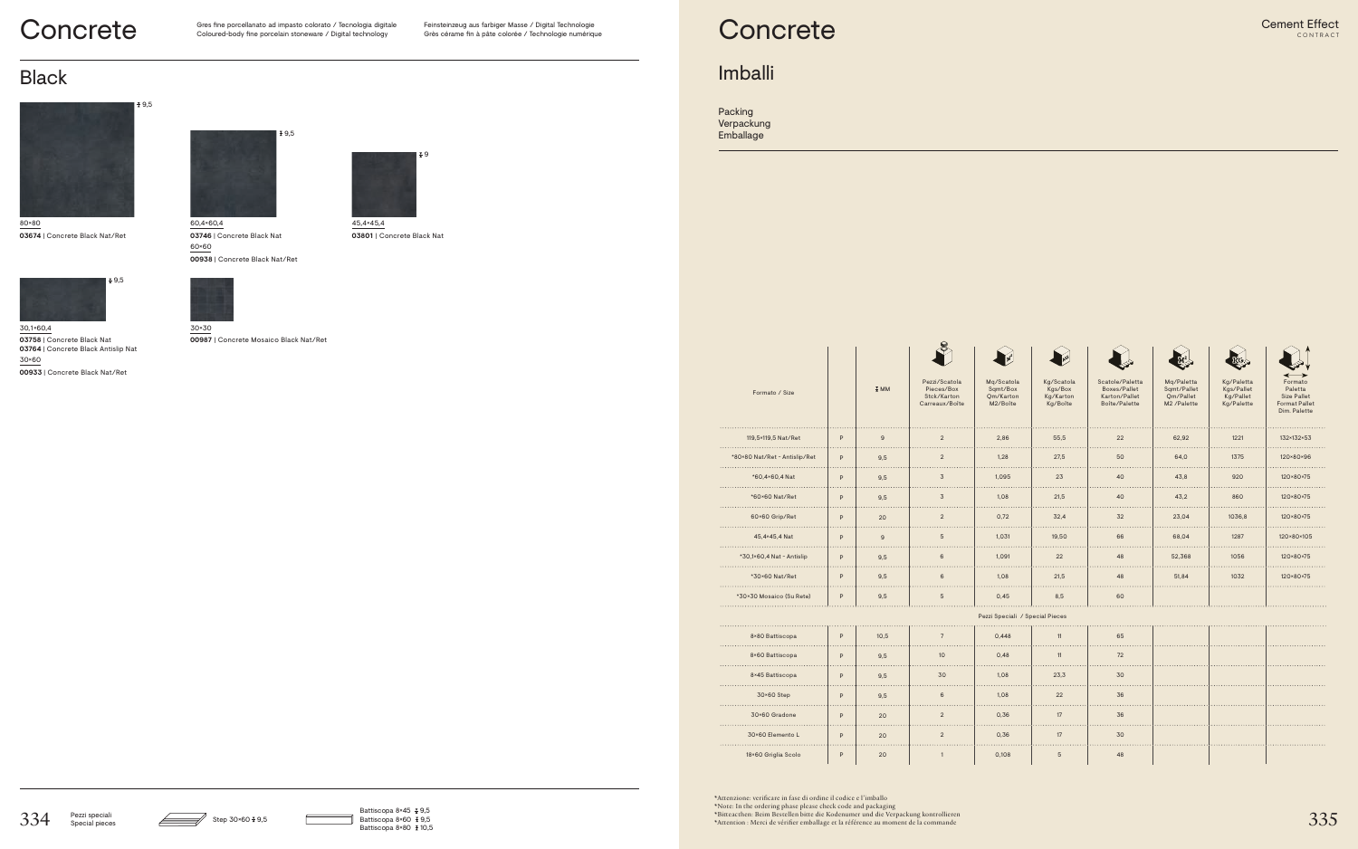# Concrete

Gres fine porcellanato ad impasto colorato / Tecnologia digitale
Coloured-body fine porcelain stoneware / Digital technology

Feinsteinzeug aus farbiger Masse / Digital Technologie
Grès cérame fin à pâte colorée / Technologie numérique

## Black

80×80
**03674** | Concrete Black Nat/Ret

60,4×60,4
**03746** | Concrete Black Nat
60×60
**00938** | Concrete Black Nat/Ret

45,4×45,4
**03801** | Concrete Black Nat

30,1×60,4
**03758** | Concrete Black Nat
**03764** | Concrete Black Antislip Nat
30×60
**00933** | Concrete Black Nat/Ret

30×30
**00987** | Concrete Mosaico Black Nat/Ret

Pezzi speciali
Special pieces

Step 30×60 ‡ 9,5

Battiscopa 8×45 ‡ 9,5
Battiscopa 8×60 ‡ 9,5
Battiscopa 8×80 ‡ 10,5

# Concrete

Cement Effect
CONTRACT

## Imballi

Packing
Verpackung
Emballage

| Formato / Size | | ‡ MM | Pezzi/Scatola Pieces/Box Stck/Karton Carreaux/Boîte | Mq/Scatola Sqmt/Box Qm/Karton M2/Boîte | Kg/Scatola Kgs/Box Kg/Karton Kg/Boîte | Scatole/Paletta Boxes/Pallet Karton/Pallet Boîte/Palette | Mq/Paletta Sqmt/Pallet Qm/Pallet M2 /Palette | Kg/Paletta Kgs/Pallet Kg/Pallet Kg/Palette | Formato Paletta Size Pallet Format Pallet Dim. Palette |
|---|---|---|---|---|---|---|---|---|---|
| 119,5×119,5 Nat/Ret | P | 9 | 2 | 2,86 | 55,5 | 22 | 62,92 | 1221 | 132×132×53 |
| *80×80 Nat/Ret - Antislip/Ret | P | 9,5 | 2 | 1,28 | 27,5 | 50 | 64,0 | 1375 | 120×80×96 |
| *60,4×60,4 Nat | P | 9,5 | 3 | 1,095 | 23 | 40 | 43,8 | 920 | 120×80×75 |
| *60×60 Nat/Ret | P | 9,5 | 3 | 1,08 | 21,5 | 40 | 43,2 | 860 | 120×80×75 |
| 60×60 Grip/Ret | P | 20 | 2 | 0,72 | 32,4 | 32 | 23,04 | 1036,8 | 120×80×75 |
| 45,4×45,4 Nat | P | 9 | 5 | 1,031 | 19,50 | 66 | 68,04 | 1287 | 120×80×105 |
| *30,1×60,4 Nat - Antislip | P | 9,5 | 6 | 1,091 | 22 | 48 | 52,368 | 1056 | 120×80×75 |
| *30×60 Nat/Ret | P | 9,5 | 6 | 1,08 | 21,5 | 48 | 51,84 | 1032 | 120×80×75 |
| *30×30 Mosaico (Su Rete) | P | 9,5 | 5 | 0,45 | 8,5 | 60 | | | |
| | | | | Pezzi Speciali / Special Pieces | | | | | |
| 8×80 Battiscopa | P | 10,5 | 7 | 0,448 | 11 | 65 | | | |
| 8×60 Battiscopa | P | 9,5 | 10 | 0,48 | 11 | 72 | | | |
| 8×45 Battiscopa | P | 9,5 | 30 | 1,08 | 23,3 | 30 | | | |
| 30×60 Step | P | 9,5 | 6 | 1,08 | 22 | 36 | | | |
| 30×60 Gradone | P | 20 | 2 | 0,36 | 17 | 36 | | | |
| 30×60 Elemento L | P | 20 | 2 | 0,36 | 17 | 30 | | | |
| 18×60 Griglia Scolo | P | 20 | 1 | 0,108 | 5 | 48 | | | |

*Attenzione: verificare in fase di ordine il codice e l'imballo
*Note: In the ordering phase please check code and packaging
*Bitteachten: Beim Bestellen bitte die Kodenumer und die Verpackung kontrollieren
*Attention : Merci de vérifier emballage et la référence au moment de la commande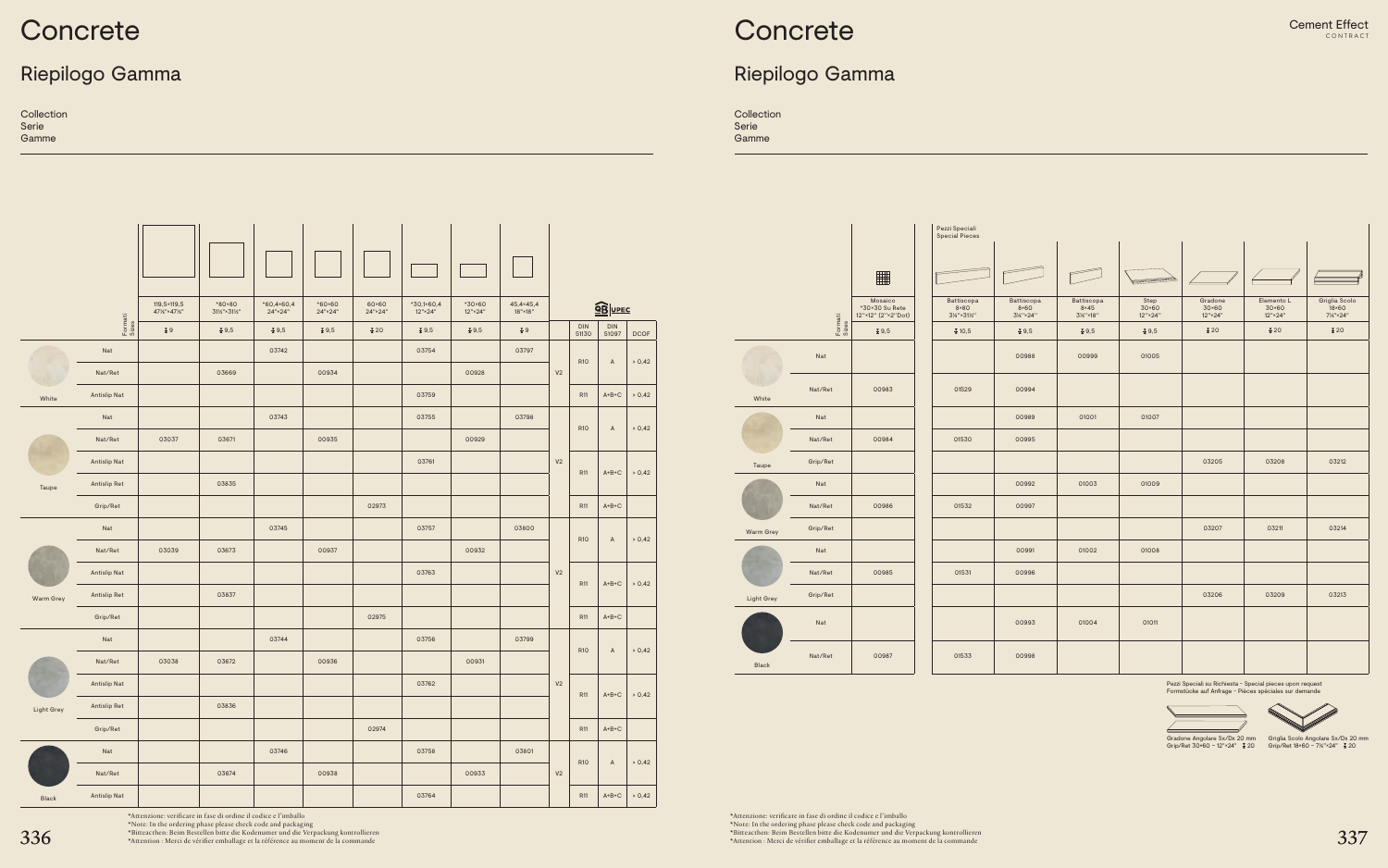# Concrete

## Riepilogo Gamma

Collection
Serie
Gamme

| Colore | Finitura | 119,5×119,5 47⅛"×47⅛" | *80×80 31½"×31½" | *60,4×60,4 24"×24" | *60×60 24"×24" | 60×60 24"×24" | *30,1×60,4 12"×24" | *30×60 12"×24" | 45,4×45,4 18"×18" | UPEC | DIN 51130 | DIN 51097 | DCOF |
|---|---|---|---|---|---|---|---|---|---|---|---|---|---|
| Formati Sizes | | 9 | 9,5 | 9,5 | 9,5 | 20 | 9,5 | 9,5 | 9 | | | | |
| White | Nat | | | 03742 | | | 03754 | | 03797 | V2 | R10 | A | > 0,42 |
| White | Nat/Ret | | 03669 | | 00934 | | | 00928 | | V2 | R10 | A | > 0,42 |
| White | Antislip Nat | | | | | | 03759 | | | | R11 | A+B+C | > 0,42 |
| Taupe | Nat | | | 03743 | | | 03755 | | 03798 | V2 | R10 | A | > 0,42 |
| Taupe | Nat/Ret | 03037 | 03671 | | 00935 | | | 00929 | | V2 | R10 | A | > 0,42 |
| Taupe | Antislip Nat | | | | | | 03761 | | | V2 | R11 | A+B+C | > 0,42 |
| Taupe | Antislip Ret | | 03835 | | | | | | | V2 | R11 | A+B+C | > 0,42 |
| Taupe | Grip/Ret | | | | | 02973 | | | | | R11 | A+B+C | |
| Warm Grey | Nat | | | 03745 | | | 03757 | | 03800 | V2 | R10 | A | > 0,42 |
| Warm Grey | Nat/Ret | 03039 | 03673 | | 00937 | | | 00932 | | V2 | R10 | A | > 0,42 |
| Warm Grey | Antislip Nat | | | | | | 03763 | | | V2 | R11 | A+B+C | > 0,42 |
| Warm Grey | Antislip Ret | | 03837 | | | | | | | V2 | R11 | A+B+C | > 0,42 |
| Warm Grey | Grip/Ret | | | | | 02975 | | | | | R11 | A+B+C | |
| Light Grey | Nat | | | 03744 | | | 03756 | | 03799 | V2 | R10 | A | > 0,42 |
| Light Grey | Nat/Ret | 03038 | 03672 | | 00936 | | | 00931 | | V2 | R10 | A | > 0,42 |
| Light Grey | Antislip Nat | | | | | | 03762 | | | V2 | R11 | A+B+C | > 0,42 |
| Light Grey | Antislip Ret | | 03836 | | | | | | | V2 | R11 | A+B+C | > 0,42 |
| Light Grey | Grip/Ret | | | | | 02974 | | | | | R11 | A+B+C | |
| Black | Nat | | | 03746 | | | 03758 | | 03801 | V2 | R10 | A | > 0,42 |
| Black | Nat/Ret | | 03674 | | 00938 | | | 00933 | | V2 | R10 | A | > 0,42 |
| Black | Antislip Nat | | | | | | 03764 | | | | R11 | A+B+C | > 0,42 |

*Attenzione: verificare in fase di ordine il codice e l'imballo
*Note: In the ordering phase please check code and packaging
*Bitteachten: Beim Bestellen bitte die Kodenumer und die Verpackung kontrollieren
*Attention : Merci de vérifier emballage et la référence au moment de la commande

# Concrete

## Riepilogo Gamma

Collection
Serie
Gamme

Pezzi Speciali
Special Pieces

| Colore | Finitura | Mosaico *30×30 Su Rete 12"×12" (2"×2"Dot) | Battiscopa 8×80 3⅛"×31½" | Battiscopa 8×60 3⅛"×24" | Battiscopa 8×45 3⅛"×18" | Step 30×60 12"×24" | Gradone 30×60 12"×24" | Elemento L 30×60 12"×24" | Griglia Scolo 18×60 7⅛"×24" |
|---|---|---|---|---|---|---|---|---|---|
| Formati Sizes | | 9,5 | 10,5 | 9,5 | 9,5 | 9,5 | 20 | 20 | 20 |
| White | Nat | | | 00988 | 00999 | 01005 | | | |
| White | Nat/Ret | 00983 | 01529 | 00994 | | | | | |
| Taupe | Nat | | | 00989 | 01001 | 01007 | | | |
| Taupe | Nat/Ret | 00984 | 01530 | 00995 | | | | | |
| Taupe | Grip/Ret | | | | | | 03205 | 03208 | 03212 |
| Warm Grey | Nat | | | 00992 | 01003 | 01009 | | | |
| Warm Grey | Nat/Ret | 00986 | 01532 | 00997 | | | | | |
| Warm Grey | Grip/Ret | | | | | | 03207 | 03211 | 03214 |
| Light Grey | Nat | | | 00991 | 01002 | 01008 | | | |
| Light Grey | Nat/Ret | 00985 | 01531 | 00996 | | | | | |
| Light Grey | Grip/Ret | | | | | | 03206 | 03209 | 03213 |
| Black | Nat | | | 00993 | 01004 | 01011 | | | |
| Black | Nat/Ret | 00987 | 01533 | 00998 | | | | | |

Pezzi Speciali su Richiesta - Special pieces upon request
Formstücke auf Anfrage - Pièces spéciales sur demande

Gradone Angolare Sx/Dx 20 mm
Grip/Ret 30×60 - 12"×24" 20

Griglia Scolo Angolare Sx/Dx 20 mm
Grip/Ret 18×60 - 7⅛"×24" 20

*Attenzione: verificare in fase di ordine il codice e l'imballo
*Note: In the ordering phase please check code and packaging
*Bitteachten: Beim Bestellen bitte die Kodenumer und die Verpackung kontrollieren
*Attention : Merci de vérifier emballage et la référence au moment de la commande